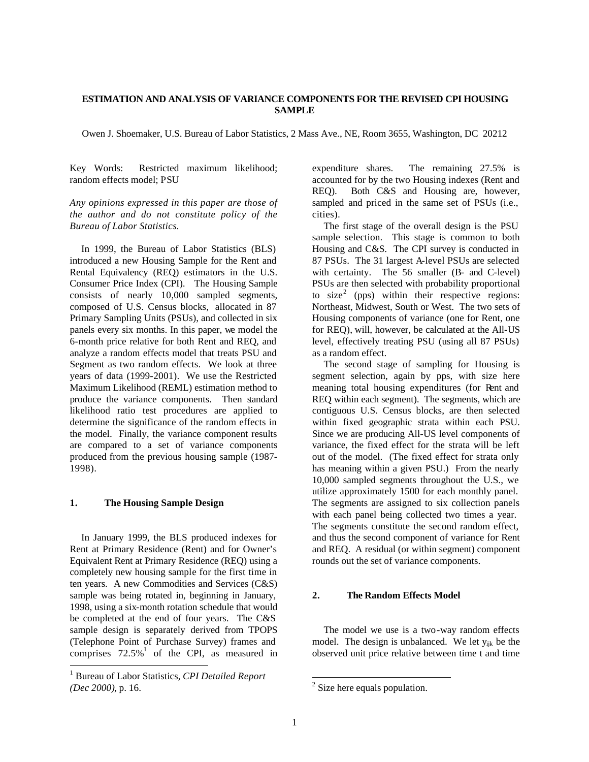# ESTIMATION AND ANALYSIS OF VARIANCE COMPONENTS FOR THE REVISED CPI HOUSING SAMPLE

Owen J. Shoemaker, U.S. Bureau of Labor Statistics, 2 Mass Ave., NE, Room 3655, Washington, DC 20212

Key Words: Restricted maximum likelihood; random effects model; PSU

*Any opinions expressed in this paper are those of the author and do not constitute policy of the Bureau of Labor Statistics.*

In 1999, the Bureau of Labor Statistics (BLS) introduced a new Housing Sample for the Rent and Rental Equivalency (REQ) estimators in the U.S. Consumer Price Index (CPI). The Housing Sample consists of nearly 10,000 sampled segments, composed of U.S. Census blocks, allocated in 87 Primary Sampling Units (PSUs), and collected in six panels every six months. In this paper, we model the 6-month price relative for both Rent and REQ, and analyze a random effects model that treats PSU and Segment as two random effects. We look at three years of data (1999-2001). We use the Restricted Maximum Likelihood (REML) estimation method to produce the variance components. Then standard likelihood ratio test procedures are applied to determine the significance of the random effects in the model. Finally, the variance component results are compared to a set of variance components produced from the previous housing sample (1987-1998).

## 1. The Housing Sample Design

In January 1999, the BLS produced indexes for Rent at Primary Residence (Rent) and for Owner's Equivalent Rent at Primary Residence (REQ) using a completely new housing sample for the first time in ten years. A new Commodities and Services (C&S) sample was being rotated in, beginning in January, 1998, using a six-month rotation schedule that would be completed at the end of four years. The C&S sample design is separately derived from TPOPS (Telephone Point of Purchase Survey) frames and comprises 72.5%[1] of the CPI, as measured in expenditure shares. The remaining 27.5% is accounted for by the two Housing indexes (Rent and REQ). Both C&S and Housing are, however, sampled and priced in the same set of PSUs (i.e., cities).

The first stage of the overall design is the PSU sample selection. This stage is common to both Housing and C&S. The CPI survey is conducted in 87 PSUs. The 31 largest A-level PSUs are selected with certainty. The 56 smaller (B- and C-level) PSUs are then selected with probability proportional to size[2] (pps) within their respective regions: Northeast, Midwest, South or West. The two sets of Housing components of variance (one for Rent, one for REQ), will, however, be calculated at the All-US level, effectively treating PSU (using all 87 PSUs) as a random effect.

The second stage of sampling for Housing is segment selection, again by pps, with size here meaning total housing expenditures (for Rent and REQ within each segment). The segments, which are contiguous U.S. Census blocks, are then selected within fixed geographic strata within each PSU. Since we are producing All-US level components of variance, the fixed effect for the strata will be left out of the model. (The fixed effect for strata only has meaning within a given PSU.) From the nearly 10,000 sampled segments throughout the U.S., we utilize approximately 1500 for each monthly panel. The segments are assigned to six collection panels with each panel being collected two times a year. The segments constitute the second random effect, and thus the second component of variance for Rent and REQ. A residual (or within segment) component rounds out the set of variance components.

## 2. The Random Effects Model

The model we use is a two-way random effects model. The design is unbalanced. We let $y_{ijk}$ be the observed unit price relative between time t and time

---

[1] Bureau of Labor Statistics, *CPI Detailed Report (Dec 2000)*, p. 16.

[2] Size here equals population.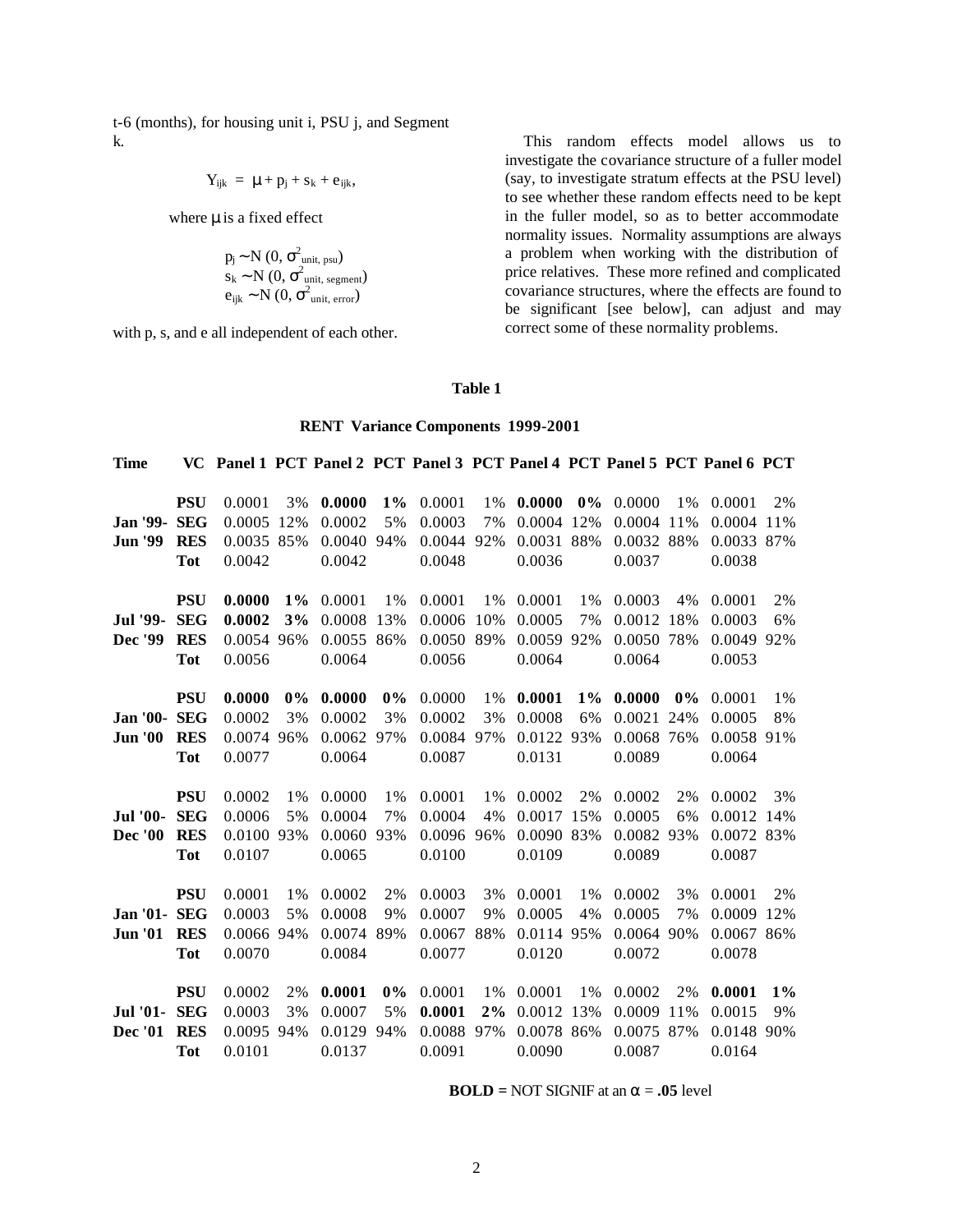t-6 (months), for housing unit i, PSU j, and Segment k.

$$Y_{ijk} = \mu + p_j + s_k + e_{ijk},$$

where $\mu$ is a fixed effect

$$p_j \sim N(0, \sigma^2_{\text{unit, psu}})$$
$$s_k \sim N(0, \sigma^2_{\text{unit, segment}})$$
$$e_{ijk} \sim N(0, \sigma^2_{\text{unit, error}})$$

with p, s, and e all independent of each other.

This random effects model allows us to investigate the covariance structure of a fuller model (say, to investigate stratum effects at the PSU level) to see whether these random effects need to be kept in the fuller model, so as to better accommodate normality issues. Normality assumptions are always a problem when working with the distribution of price relatives. These more refined and complicated covariance structures, where the effects are found to be significant [see below], can adjust and may correct some of these normality problems.

**Table 1**

**RENT Variance Components 1999-2001**

| Time | VC | Panel 1 | PCT | Panel 2 | PCT | Panel 3 | PCT | Panel 4 | PCT | Panel 5 | PCT | Panel 6 | PCT |
|---|---|---|---|---|---|---|---|---|---|---|---|---|---|
| | **PSU** | 0.0001 | 3% | **0.0000** | **1%** | 0.0001 | 1% | **0.0000** | **0%** | 0.0000 | 1% | 0.0001 | 2% |
| **Jan '99-** | **SEG** | 0.0005 | 12% | 0.0002 | 5% | 0.0003 | 7% | 0.0004 | 12% | 0.0004 | 11% | 0.0004 | 11% |
| **Jun '99** | **RES** | 0.0035 | 85% | 0.0040 | 94% | 0.0044 | 92% | 0.0031 | 88% | 0.0032 | 88% | 0.0033 | 87% |
| | **Tot** | 0.0042 | | 0.0042 | | 0.0048 | | 0.0036 | | 0.0037 | | 0.0038 | |
| | **PSU** | **0.0000** | **1%** | 0.0001 | 1% | 0.0001 | 1% | 0.0001 | 1% | 0.0003 | 4% | 0.0001 | 2% |
| **Jul '99-** | **SEG** | **0.0002** | **3%** | 0.0008 | 13% | 0.0006 | 10% | 0.0005 | 7% | 0.0012 | 18% | 0.0003 | 6% |
| **Dec '99** | **RES** | 0.0054 | 96% | 0.0055 | 86% | 0.0050 | 89% | 0.0059 | 92% | 0.0050 | 78% | 0.0049 | 92% |
| | **Tot** | 0.0056 | | 0.0064 | | 0.0056 | | 0.0064 | | 0.0064 | | 0.0053 | |
| | **PSU** | **0.0000** | **0%** | **0.0000** | **0%** | 0.0000 | 1% | **0.0001** | **1%** | **0.0000** | **0%** | 0.0001 | 1% |
| **Jan '00-** | **SEG** | 0.0002 | 3% | 0.0002 | 3% | 0.0002 | 3% | 0.0008 | 6% | 0.0021 | 24% | 0.0005 | 8% |
| **Jun '00** | **RES** | 0.0074 | 96% | 0.0062 | 97% | 0.0084 | 97% | 0.0122 | 93% | 0.0068 | 76% | 0.0058 | 91% |
| | **Tot** | 0.0077 | | 0.0064 | | 0.0087 | | 0.0131 | | 0.0089 | | 0.0064 | |
| | **PSU** | 0.0002 | 1% | 0.0000 | 1% | 0.0001 | 1% | 0.0002 | 2% | 0.0002 | 2% | 0.0002 | 3% |
| **Jul '00-** | **SEG** | 0.0006 | 5% | 0.0004 | 7% | 0.0004 | 4% | 0.0017 | 15% | 0.0005 | 6% | 0.0012 | 14% |
| **Dec '00** | **RES** | 0.0100 | 93% | 0.0060 | 93% | 0.0096 | 96% | 0.0090 | 83% | 0.0082 | 93% | 0.0072 | 83% |
| | **Tot** | 0.0107 | | 0.0065 | | 0.0100 | | 0.0109 | | 0.0089 | | 0.0087 | |
| | **PSU** | 0.0001 | 1% | 0.0002 | 2% | 0.0003 | 3% | 0.0001 | 1% | 0.0002 | 3% | 0.0001 | 2% |
| **Jan '01-** | **SEG** | 0.0003 | 5% | 0.0008 | 9% | 0.0007 | 9% | 0.0005 | 4% | 0.0005 | 7% | 0.0009 | 12% |
| **Jun '01** | **RES** | 0.0066 | 94% | 0.0074 | 89% | 0.0067 | 88% | 0.0114 | 95% | 0.0064 | 90% | 0.0067 | 86% |
| | **Tot** | 0.0070 | | 0.0084 | | 0.0077 | | 0.0120 | | 0.0072 | | 0.0078 | |
| | **PSU** | 0.0002 | 2% | **0.0001** | **0%** | 0.0001 | 1% | 0.0001 | 1% | 0.0002 | 2% | **0.0001** | **1%** |
| **Jul '01-** | **SEG** | 0.0003 | 3% | 0.0007 | 5% | **0.0001** | **2%** | 0.0012 | 13% | 0.0009 | 11% | 0.0015 | 9% |
| **Dec '01** | **RES** | 0.0095 | 94% | 0.0129 | 94% | 0.0088 | 97% | 0.0078 | 86% | 0.0075 | 87% | 0.0148 | 90% |
| | **Tot** | 0.0101 | | 0.0137 | | 0.0091 | | 0.0090 | | 0.0087 | | 0.0164 | |

**BOLD =** NOT SIGNIF at an $\alpha$ = **.05** level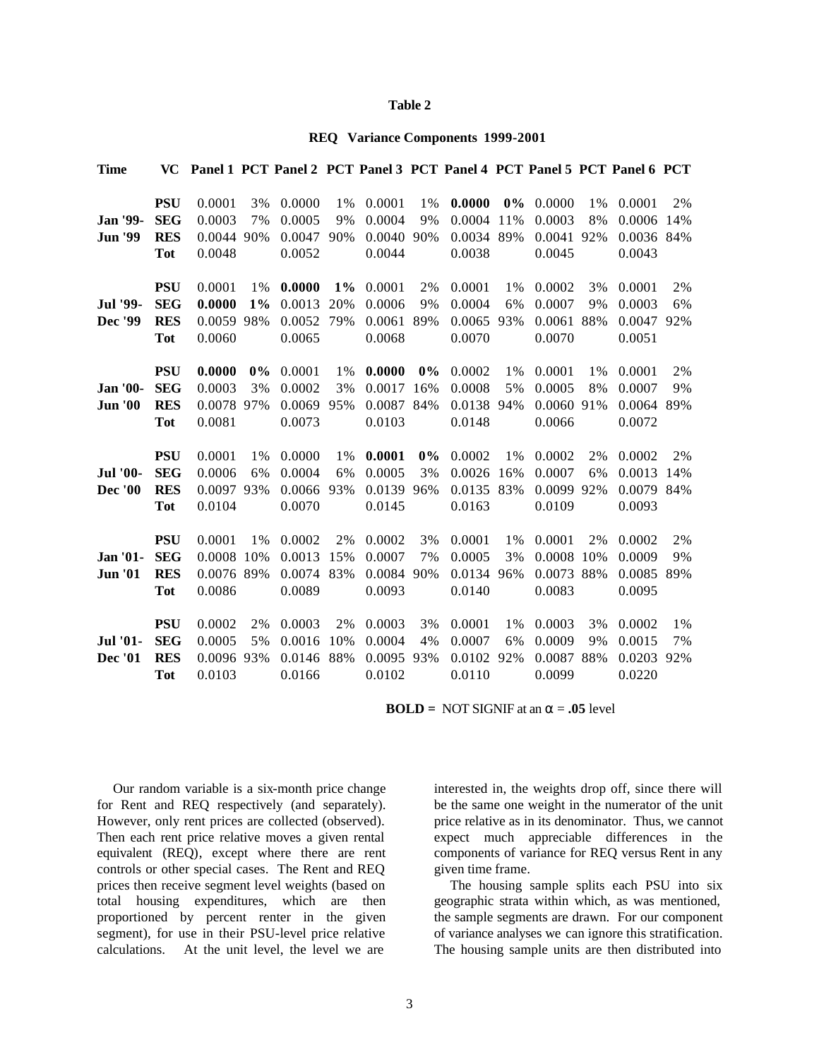**Table 2**

**REQ Variance Components 1999-2001**

| Time | VC | Panel 1 | PCT | Panel 2 | PCT | Panel 3 | PCT | Panel 4 | PCT | Panel 5 | PCT | Panel 6 | PCT |
|---|---|---|---|---|---|---|---|---|---|---|---|---|---|
| | **PSU** | 0.0001 | 3% | 0.0000 | 1% | 0.0001 | 1% | **0.0000** | **0%** | 0.0000 | 1% | 0.0001 | 2% |
| **Jan '99-** | **SEG** | 0.0003 | 7% | 0.0005 | 9% | 0.0004 | 9% | 0.0004 | 11% | 0.0003 | 8% | 0.0006 | 14% |
| **Jun '99** | **RES** | 0.0044 | 90% | 0.0047 | 90% | 0.0040 | 90% | 0.0034 | 89% | 0.0041 | 92% | 0.0036 | 84% |
| | **Tot** | 0.0048 | | 0.0052 | | 0.0044 | | 0.0038 | | 0.0045 | | 0.0043 | |
| | **PSU** | 0.0001 | 1% | **0.0000** | **1%** | 0.0001 | 2% | 0.0001 | 1% | 0.0002 | 3% | 0.0001 | 2% |
| **Jul '99-** | **SEG** | **0.0000** | **1%** | 0.0013 | 20% | 0.0006 | 9% | 0.0004 | 6% | 0.0007 | 9% | 0.0003 | 6% |
| **Dec '99** | **RES** | 0.0059 | 98% | 0.0052 | 79% | 0.0061 | 89% | 0.0065 | 93% | 0.0061 | 88% | 0.0047 | 92% |
| | **Tot** | 0.0060 | | 0.0065 | | 0.0068 | | 0.0070 | | 0.0070 | | 0.0051 | |
| | **PSU** | **0.0000** | **0%** | 0.0001 | 1% | **0.0000** | **0%** | 0.0002 | 1% | 0.0001 | 1% | 0.0001 | 2% |
| **Jan '00-** | **SEG** | 0.0003 | 3% | 0.0002 | 3% | 0.0017 | 16% | 0.0008 | 5% | 0.0005 | 8% | 0.0007 | 9% |
| **Jun '00** | **RES** | 0.0078 | 97% | 0.0069 | 95% | 0.0087 | 84% | 0.0138 | 94% | 0.0060 | 91% | 0.0064 | 89% |
| | **Tot** | 0.0081 | | 0.0073 | | 0.0103 | | 0.0148 | | 0.0066 | | 0.0072 | |
| | **PSU** | 0.0001 | 1% | 0.0000 | 1% | **0.0001** | **0%** | 0.0002 | 1% | 0.0002 | 2% | 0.0002 | 2% |
| **Jul '00-** | **SEG** | 0.0006 | 6% | 0.0004 | 6% | 0.0005 | 3% | 0.0026 | 16% | 0.0007 | 6% | 0.0013 | 14% |
| **Dec '00** | **RES** | 0.0097 | 93% | 0.0066 | 93% | 0.0139 | 96% | 0.0135 | 83% | 0.0099 | 92% | 0.0079 | 84% |
| | **Tot** | 0.0104 | | 0.0070 | | 0.0145 | | 0.0163 | | 0.0109 | | 0.0093 | |
| | **PSU** | 0.0001 | 1% | 0.0002 | 2% | 0.0002 | 3% | 0.0001 | 1% | 0.0001 | 2% | 0.0002 | 2% |
| **Jan '01-** | **SEG** | 0.0008 | 10% | 0.0013 | 15% | 0.0007 | 7% | 0.0005 | 3% | 0.0008 | 10% | 0.0009 | 9% |
| **Jun '01** | **RES** | 0.0076 | 89% | 0.0074 | 83% | 0.0084 | 90% | 0.0134 | 96% | 0.0073 | 88% | 0.0085 | 89% |
| | **Tot** | 0.0086 | | 0.0089 | | 0.0093 | | 0.0140 | | 0.0083 | | 0.0095 | |
| | **PSU** | 0.0002 | 2% | 0.0003 | 2% | 0.0003 | 3% | 0.0001 | 1% | 0.0003 | 3% | 0.0002 | 1% |
| **Jul '01-** | **SEG** | 0.0005 | 5% | 0.0016 | 10% | 0.0004 | 4% | 0.0007 | 6% | 0.0009 | 9% | 0.0015 | 7% |
| **Dec '01** | **RES** | 0.0096 | 93% | 0.0146 | 88% | 0.0095 | 93% | 0.0102 | 92% | 0.0087 | 88% | 0.0203 | 92% |
| | **Tot** | 0.0103 | | 0.0166 | | 0.0102 | | 0.0110 | | 0.0099 | | 0.0220 | |

**BOLD =** NOT SIGNIF at an $\alpha$ = **.05** level

Our random variable is a six-month price change for Rent and REQ respectively (and separately). However, only rent prices are collected (observed). Then each rent price relative moves a given rental equivalent (REQ), except where there are rent controls or other special cases. The Rent and REQ prices then receive segment level weights (based on total housing expenditures, which are then proportioned by percent renter in the given segment), for use in their PSU-level price relative calculations. At the unit level, the level we are interested in, the weights drop off, since there will be the same one weight in the numerator of the unit price relative as in its denominator. Thus, we cannot expect much appreciable differences in the components of variance for REQ versus Rent in any given time frame.

The housing sample splits each PSU into six geographic strata within which, as was mentioned, the sample segments are drawn. For our component of variance analyses we can ignore this stratification. The housing sample units are then distributed into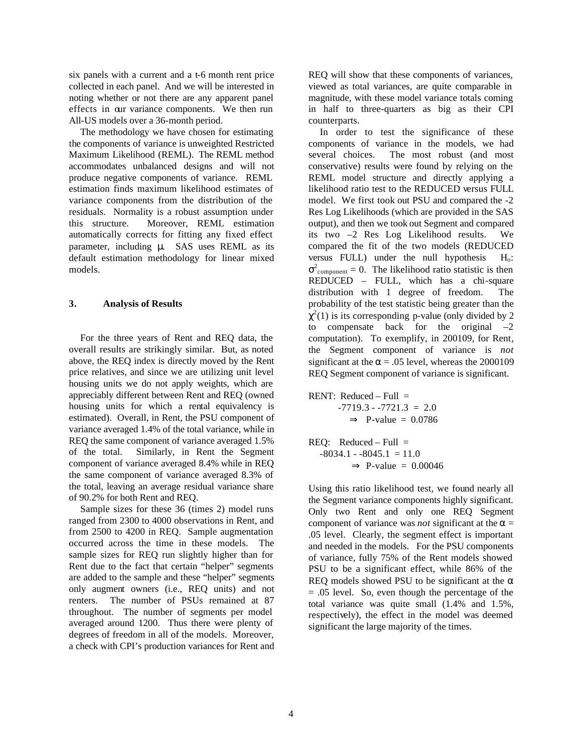six panels with a current and a t-6 month rent price collected in each panel. And we will be interested in noting whether or not there are any apparent panel effects in our variance components. We then run All-US models over a 36-month period.

The methodology we have chosen for estimating the components of variance is unweighted Restricted Maximum Likelihood (REML). The REML method accommodates unbalanced designs and will not produce negative components of variance. REML estimation finds maximum likelihood estimates of variance components from the distribution of the residuals. Normality is a robust assumption under this structure. Moreover, REML estimation automatically corrects for fitting any fixed effect parameter, including $\mu$. SAS uses REML as its default estimation methodology for linear mixed models.

## 3. Analysis of Results

For the three years of Rent and REQ data, the overall results are strikingly similar. But, as noted above, the REQ index is directly moved by the Rent price relatives, and since we are utilizing unit level housing units we do not apply weights, which are appreciably different between Rent and REQ (owned housing units for which a rental equivalency is estimated). Overall, in Rent, the PSU component of variance averaged 1.4% of the total variance, while in REQ the same component of variance averaged 1.5% of the total. Similarly, in Rent the Segment component of variance averaged 8.4% while in REQ the same component of variance averaged 8.3% of the total, leaving an average residual variance share of 90.2% for both Rent and REQ.

Sample sizes for these 36 (times 2) model runs ranged from 2300 to 4000 observations in Rent, and from 2500 to 4200 in REQ. Sample augmentation occurred across the time in these models. The sample sizes for REQ run slightly higher than for Rent due to the fact that certain "helper" segments are added to the sample and these "helper" segments only augment owners (i.e., REQ units) and not renters. The number of PSUs remained at 87 throughout. The number of segments per model averaged around 1200. Thus there were plenty of degrees of freedom in all of the models. Moreover, a check with CPI's production variances for Rent and REQ will show that these components of variances, viewed as total variances, are quite comparable in magnitude, with these model variance totals coming in half to three-quarters as big as their CPI counterparts.

In order to test the significance of these components of variance in the models, we had several choices. The most robust (and most conservative) results were found by relying on the REML model structure and directly applying a likelihood ratio test to the REDUCED versus FULL model. We first took out PSU and compared the -2 Res Log Likelihoods (which are provided in the SAS output), and then we took out Segment and compared its two –2 Res Log Likelihood results. We compared the fit of the two models (REDUCED versus FULL) under the null hypothesis $H_o$: $\sigma^2_{component} = 0$. The likelihood ratio statistic is then REDUCED – FULL, which has a chi-square distribution with 1 degree of freedom. The probability of the test statistic being greater than the $\chi^2(1)$ is its corresponding p-value (only divided by 2 to compensate back for the original –2 computation). To exemplify, in 200109, for Rent, the Segment component of variance is *not* significant at the $\alpha = .05$ level, whereas the 2000109 REQ Segment component of variance is significant.

RENT: Reduced – Full =
$-7719.3 - -7721.3 = 2.0$
$\Rightarrow$ P-value = 0.0786

REQ: Reduced – Full =
$-8034.1 - -8045.1 = 11.0$
$\Rightarrow$ P-value = 0.00046

Using this ratio likelihood test, we found nearly all the Segment variance components highly significant. Only two Rent and only one REQ Segment component of variance was *not* significant at the $\alpha = .05$ level. Clearly, the segment effect is important and needed in the models. For the PSU components of variance, fully 75% of the Rent models showed PSU to be a significant effect, while 86% of the REQ models showed PSU to be significant at the $\alpha = .05$ level. So, even though the percentage of the total variance was quite small (1.4% and 1.5%, respectively), the effect in the model was deemed significant the large majority of the times.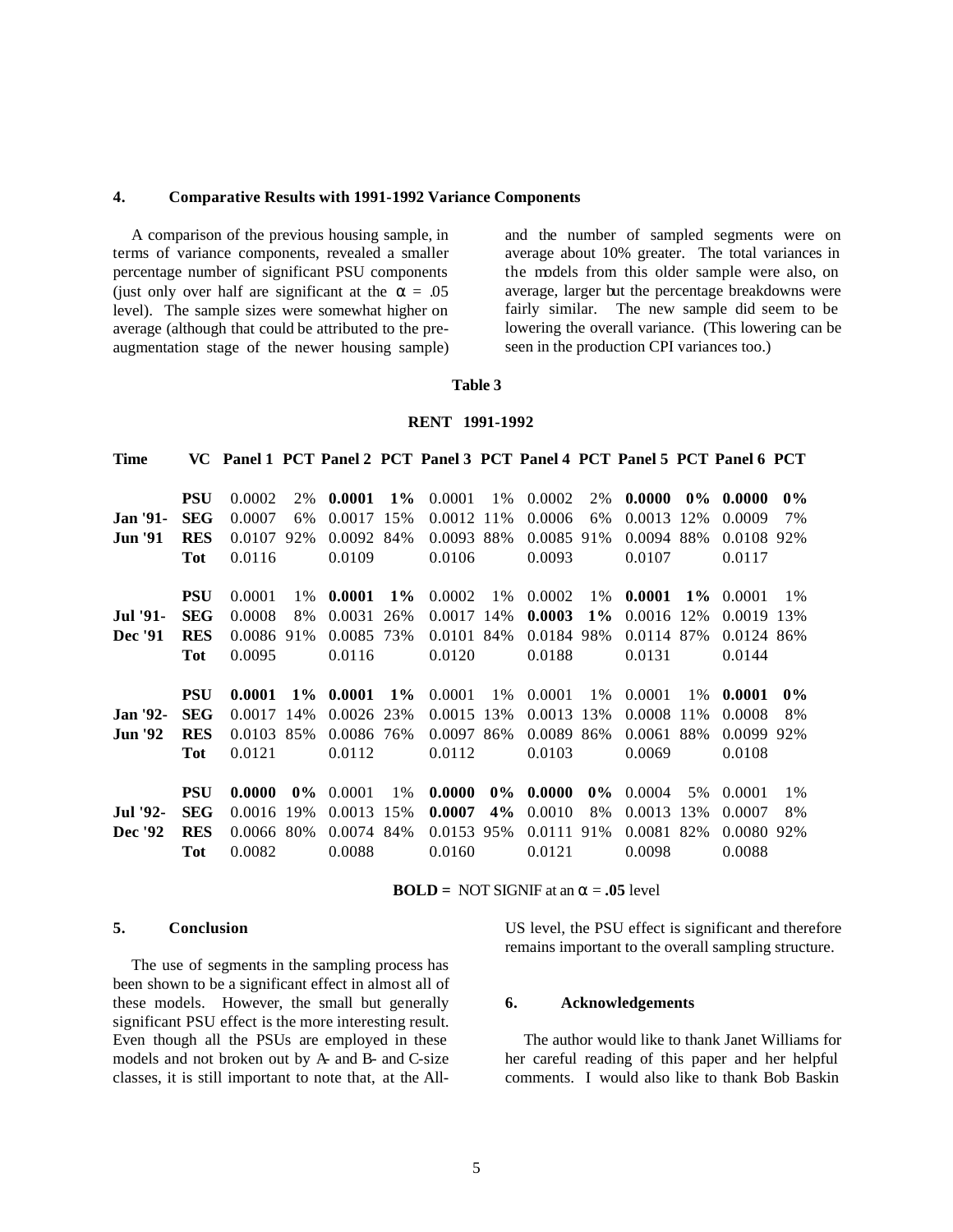## 4. Comparative Results with 1991-1992 Variance Components

A comparison of the previous housing sample, in terms of variance components, revealed a smaller percentage number of significant PSU components (just only over half are significant at the $\alpha$ = .05 level). The sample sizes were somewhat higher on average (although that could be attributed to the pre-augmentation stage of the newer housing sample) and the number of sampled segments were on average about 10% greater. The total variances in the models from this older sample were also, on average, larger but the percentage breakdowns were fairly similar. The new sample did seem to be lowering the overall variance. (This lowering can be seen in the production CPI variances too.)

**Table 3**

**RENT 1991-1992**

| Time | VC | Panel 1 | PCT | Panel 2 | PCT | Panel 3 | PCT | Panel 4 | PCT | Panel 5 | PCT | Panel 6 | PCT |
|---|---|---|---|---|---|---|---|---|---|---|---|---|---|
| | **PSU** | 0.0002 | 2% | **0.0001** | **1%** | 0.0001 | 1% | 0.0002 | 2% | **0.0000** | **0%** | **0.0000** | **0%** |
| **Jan '91-** | **SEG** | 0.0007 | 6% | 0.0017 | 15% | 0.0012 | 11% | 0.0006 | 6% | 0.0013 | 12% | 0.0009 | 7% |
| **Jun '91** | **RES** | 0.0107 | 92% | 0.0092 | 84% | 0.0093 | 88% | 0.0085 | 91% | 0.0094 | 88% | 0.0108 | 92% |
| | **Tot** | 0.0116 | | 0.0109 | | 0.0106 | | 0.0093 | | 0.0107 | | 0.0117 | |
| | **PSU** | 0.0001 | 1% | **0.0001** | **1%** | 0.0002 | 1% | 0.0002 | 1% | **0.0001** | **1%** | 0.0001 | 1% |
| **Jul '91-** | **SEG** | 0.0008 | 8% | 0.0031 | 26% | 0.0017 | 14% | **0.0003** | **1%** | 0.0016 | 12% | 0.0019 | 13% |
| **Dec '91** | **RES** | 0.0086 | 91% | 0.0085 | 73% | 0.0101 | 84% | 0.0184 | 98% | 0.0114 | 87% | 0.0124 | 86% |
| | **Tot** | 0.0095 | | 0.0116 | | 0.0120 | | 0.0188 | | 0.0131 | | 0.0144 | |
| | **PSU** | **0.0001** | **1%** | **0.0001** | **1%** | 0.0001 | 1% | 0.0001 | 1% | 0.0001 | 1% | **0.0001** | **0%** |
| **Jan '92-** | **SEG** | 0.0017 | 14% | 0.0026 | 23% | 0.0015 | 13% | 0.0013 | 13% | 0.0008 | 11% | 0.0008 | 8% |
| **Jun '92** | **RES** | 0.0103 | 85% | 0.0086 | 76% | 0.0097 | 86% | 0.0089 | 86% | 0.0061 | 88% | 0.0099 | 92% |
| | **Tot** | 0.0121 | | 0.0112 | | 0.0112 | | 0.0103 | | 0.0069 | | 0.0108 | |
| | **PSU** | **0.0000** | **0%** | 0.0001 | 1% | **0.0000** | **0%** | **0.0000** | **0%** | 0.0004 | 5% | 0.0001 | 1% |
| **Jul '92-** | **SEG** | 0.0016 | 19% | 0.0013 | 15% | **0.0007** | **4%** | 0.0010 | 8% | 0.0013 | 13% | 0.0007 | 8% |
| **Dec '92** | **RES** | 0.0066 | 80% | 0.0074 | 84% | 0.0153 | 95% | 0.0111 | 91% | 0.0081 | 82% | 0.0080 | 92% |
| | **Tot** | 0.0082 | | 0.0088 | | 0.0160 | | 0.0121 | | 0.0098 | | 0.0088 | |

**BOLD =** NOT SIGNIF at an $\alpha$ = **.05** level

## 5. Conclusion

The use of segments in the sampling process has been shown to be a significant effect in almost all of these models. However, the small but generally significant PSU effect is the more interesting result. Even though all the PSUs are employed in these models and not broken out by A- and B- and C-size classes, it is still important to note that, at the All-US level, the PSU effect is significant and therefore remains important to the overall sampling structure.

## 6. Acknowledgements

The author would like to thank Janet Williams for her careful reading of this paper and her helpful comments. I would also like to thank Bob Baskin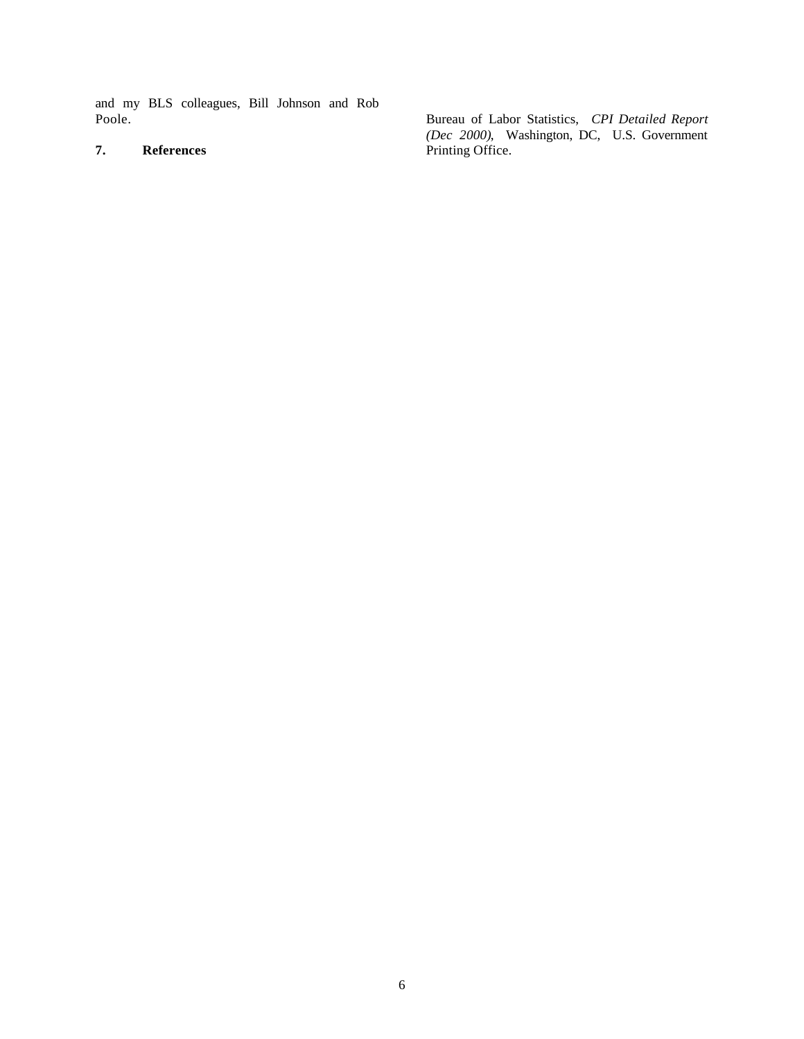and my BLS colleagues, Bill Johnson and Rob Poole.

## 7. References

Bureau of Labor Statistics, *CPI Detailed Report (Dec 2000),* Washington, DC, U.S. Government Printing Office.